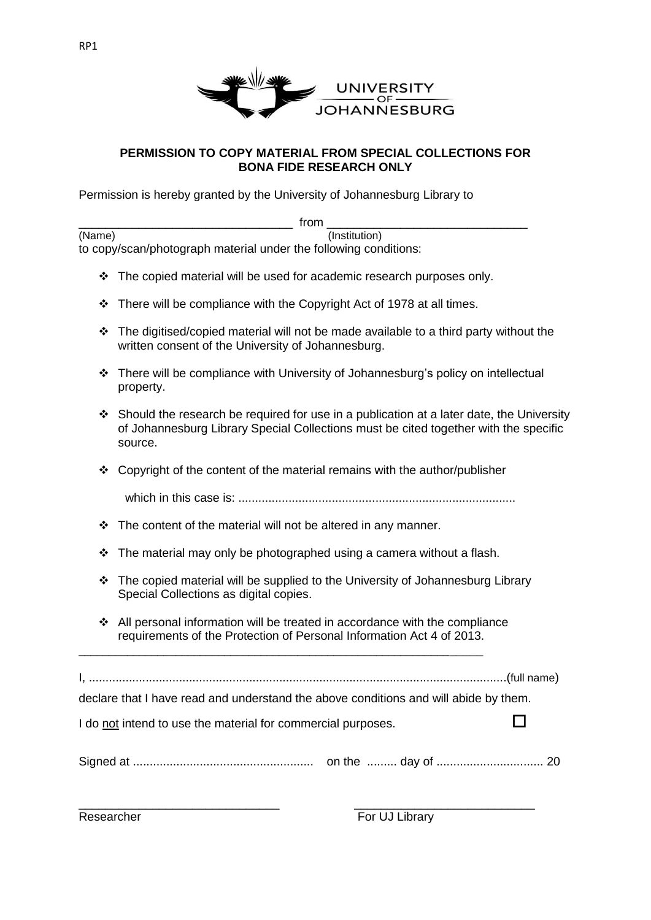RP1

UNIVERSITY OF JOHANNESBURG

**PERMISSION TO COPY MATERIAL FROM SPECIAL COLLECTIONS FOR BONA FIDE RESEARCH ONLY**

Permission is hereby granted by the University of Johannesburg Library to

_________________________________ from ______________________________
(Name) (Institution)

to copy/scan/photograph material under the following conditions:

- The copied material will be used for academic research purposes only.
- There will be compliance with the Copyright Act of 1978 at all times.
- The digitised/copied material will not be made available to a third party without the written consent of the University of Johannesburg.
- There will be compliance with University of Johannesburg's policy on intellectual property.
- Should the research be required for use in a publication at a later date, the University of Johannesburg Library Special Collections must be cited together with the specific source.
- Copyright of the content of the material remains with the author/publisher

  which in this case is: ...................................................................................

- The content of the material will not be altered in any manner.
- The material may only be photographed using a camera without a flash.
- The copied material will be supplied to the University of Johannesburg Library Special Collections as digital copies.
- All personal information will be treated in accordance with the compliance requirements of the Protection of Personal Information Act 4 of 2013.

---

I, ............................................................................................................................(full name)

declare that I have read and understand the above conditions and will abide by them.

I do <u>not</u> intend to use the material for commercial purposes. ☐

Signed at ...................................................... on the ......... day of ................................ 20

_______________________________ ___________________________

Researcher For UJ Library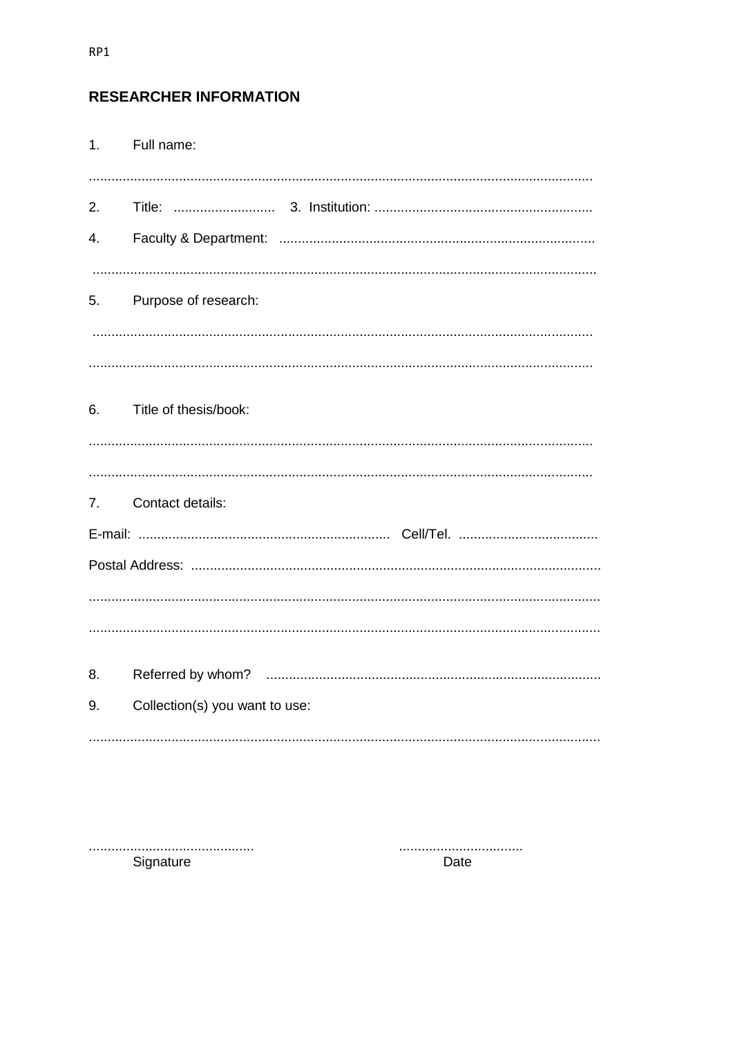RP1

## RESEARCHER INFORMATION

1. Full name:

.......................................................................................................................................

2. Title: ........................... 3. Institution: ..........................................................

4. Faculty & Department: ...................................................................................

.......................................................................................................................................

5. Purpose of research:

.......................................................................................................................................

.......................................................................................................................................

6. Title of thesis/book:

.......................................................................................................................................

.......................................................................................................................................

7. Contact details:

E-mail: .................................................................. Cell/Tel. .....................................

Postal Address: ............................................................................................................

.......................................................................................................................................

.......................................................................................................................................

8. Referred by whom? ........................................................................................

9. Collection(s) you want to use:

.......................................................................................................................................

............................................ .................................
Signature Date